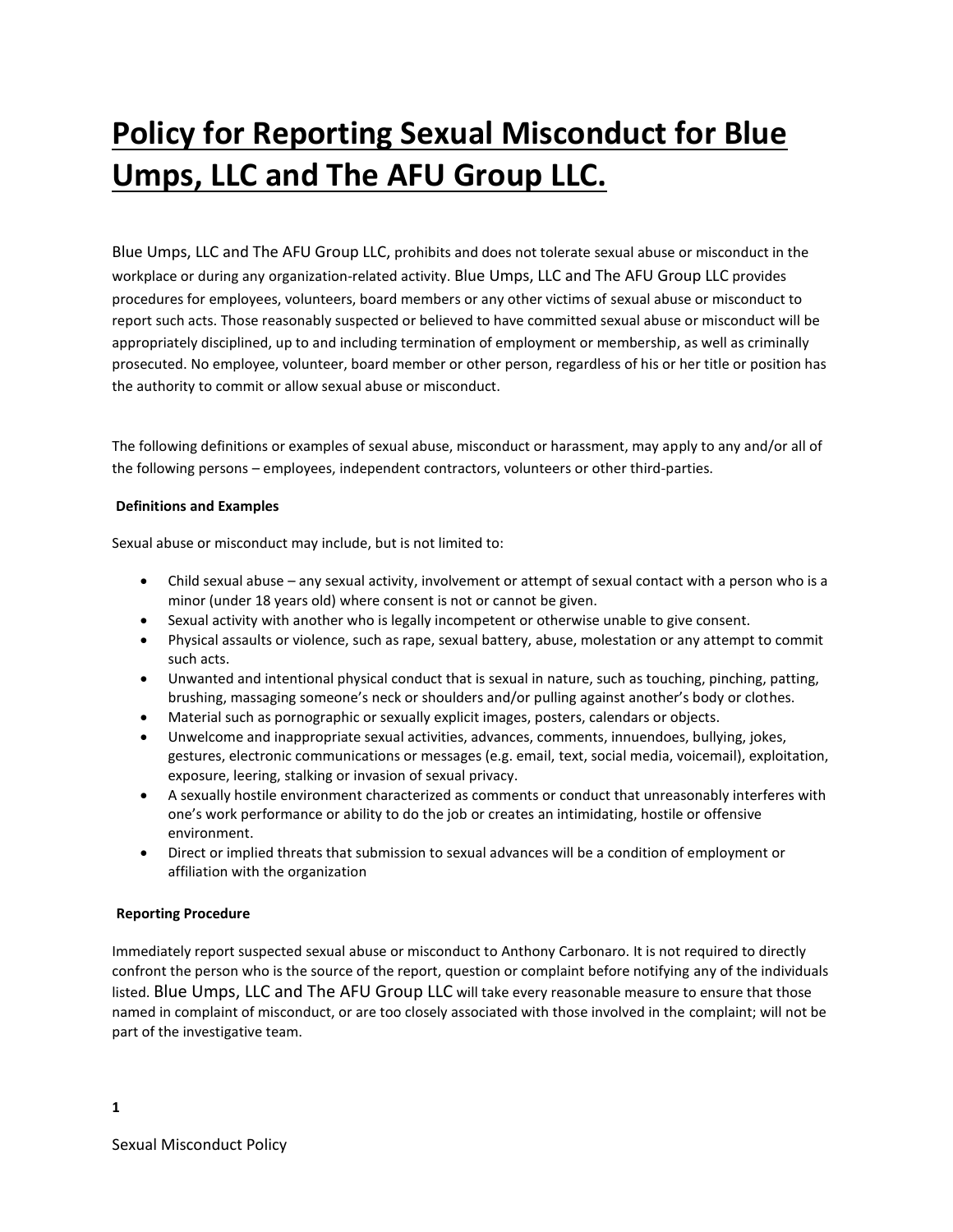# Policy for Reporting Sexual Misconduct for Blue Umps, LLC and The AFU Group LLC.

Blue Umps, LLC and The AFU Group LLC, prohibits and does not tolerate sexual abuse or misconduct in the workplace or during any organization-related activity. Blue Umps, LLC and The AFU Group LLC provides procedures for employees, volunteers, board members or any other victims of sexual abuse or misconduct to report such acts. Those reasonably suspected or believed to have committed sexual abuse or misconduct will be appropriately disciplined, up to and including termination of employment or membership, as well as criminally prosecuted. No employee, volunteer, board member or other person, regardless of his or her title or position has the authority to commit or allow sexual abuse or misconduct.

The following definitions or examples of sexual abuse, misconduct or harassment, may apply to any and/or all of the following persons – employees, independent contractors, volunteers or other third-parties.

**Definitions and Examples**

Sexual abuse or misconduct may include, but is not limited to:

- Child sexual abuse – any sexual activity, involvement or attempt of sexual contact with a person who is a minor (under 18 years old) where consent is not or cannot be given.
- Sexual activity with another who is legally incompetent or otherwise unable to give consent.
- Physical assaults or violence, such as rape, sexual battery, abuse, molestation or any attempt to commit such acts.
- Unwanted and intentional physical conduct that is sexual in nature, such as touching, pinching, patting, brushing, massaging someone's neck or shoulders and/or pulling against another's body or clothes.
- Material such as pornographic or sexually explicit images, posters, calendars or objects.
- Unwelcome and inappropriate sexual activities, advances, comments, innuendoes, bullying, jokes, gestures, electronic communications or messages (e.g. email, text, social media, voicemail), exploitation, exposure, leering, stalking or invasion of sexual privacy.
- A sexually hostile environment characterized as comments or conduct that unreasonably interferes with one's work performance or ability to do the job or creates an intimidating, hostile or offensive environment.
- Direct or implied threats that submission to sexual advances will be a condition of employment or affiliation with the organization

**Reporting Procedure**

Immediately report suspected sexual abuse or misconduct to Anthony Carbonaro. It is not required to directly confront the person who is the source of the report, question or complaint before notifying any of the individuals listed. Blue Umps, LLC and The AFU Group LLC will take every reasonable measure to ensure that those named in complaint of misconduct, or are too closely associated with those involved in the complaint; will not be part of the investigative team.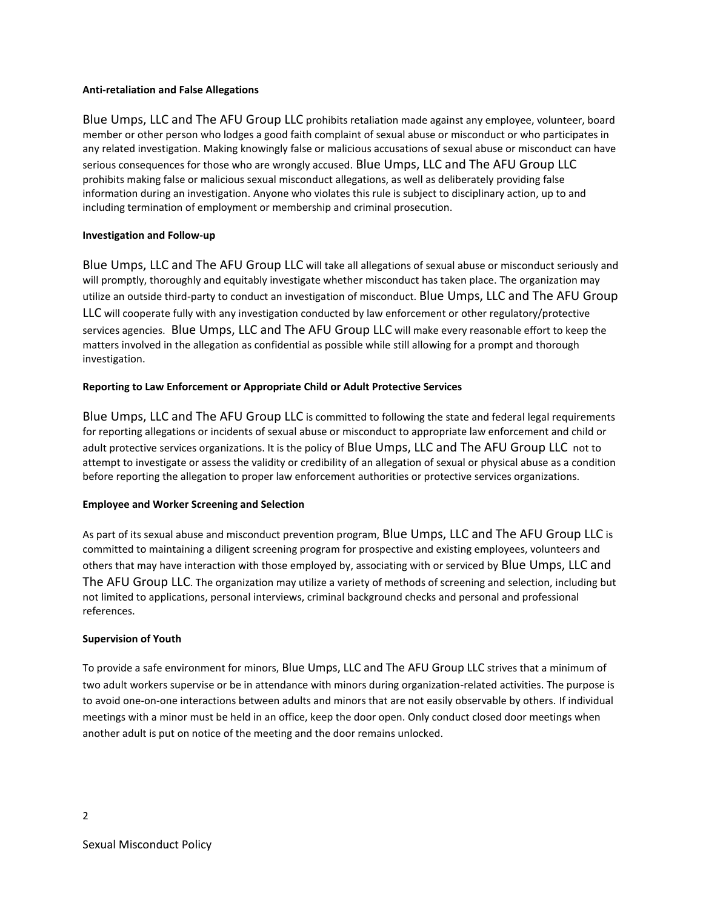**Anti-retaliation and False Allegations**

Blue Umps, LLC and The AFU Group LLC prohibits retaliation made against any employee, volunteer, board member or other person who lodges a good faith complaint of sexual abuse or misconduct or who participates in any related investigation. Making knowingly false or malicious accusations of sexual abuse or misconduct can have serious consequences for those who are wrongly accused. Blue Umps, LLC and The AFU Group LLC prohibits making false or malicious sexual misconduct allegations, as well as deliberately providing false information during an investigation. Anyone who violates this rule is subject to disciplinary action, up to and including termination of employment or membership and criminal prosecution.

**Investigation and Follow-up**

Blue Umps, LLC and The AFU Group LLC will take all allegations of sexual abuse or misconduct seriously and will promptly, thoroughly and equitably investigate whether misconduct has taken place. The organization may utilize an outside third-party to conduct an investigation of misconduct. Blue Umps, LLC and The AFU Group LLC will cooperate fully with any investigation conducted by law enforcement or other regulatory/protective services agencies. Blue Umps, LLC and The AFU Group LLC will make every reasonable effort to keep the matters involved in the allegation as confidential as possible while still allowing for a prompt and thorough investigation.

**Reporting to Law Enforcement or Appropriate Child or Adult Protective Services**

Blue Umps, LLC and The AFU Group LLC is committed to following the state and federal legal requirements for reporting allegations or incidents of sexual abuse or misconduct to appropriate law enforcement and child or adult protective services organizations. It is the policy of Blue Umps, LLC and The AFU Group LLC not to attempt to investigate or assess the validity or credibility of an allegation of sexual or physical abuse as a condition before reporting the allegation to proper law enforcement authorities or protective services organizations.

**Employee and Worker Screening and Selection**

As part of its sexual abuse and misconduct prevention program, Blue Umps, LLC and The AFU Group LLC is committed to maintaining a diligent screening program for prospective and existing employees, volunteers and others that may have interaction with those employed by, associating with or serviced by Blue Umps, LLC and The AFU Group LLC. The organization may utilize a variety of methods of screening and selection, including but not limited to applications, personal interviews, criminal background checks and personal and professional references.

**Supervision of Youth**

To provide a safe environment for minors, Blue Umps, LLC and The AFU Group LLC strives that a minimum of two adult workers supervise or be in attendance with minors during organization-related activities. The purpose is to avoid one-on-one interactions between adults and minors that are not easily observable by others. If individual meetings with a minor must be held in an office, keep the door open. Only conduct closed door meetings when another adult is put on notice of the meeting and the door remains unlocked.